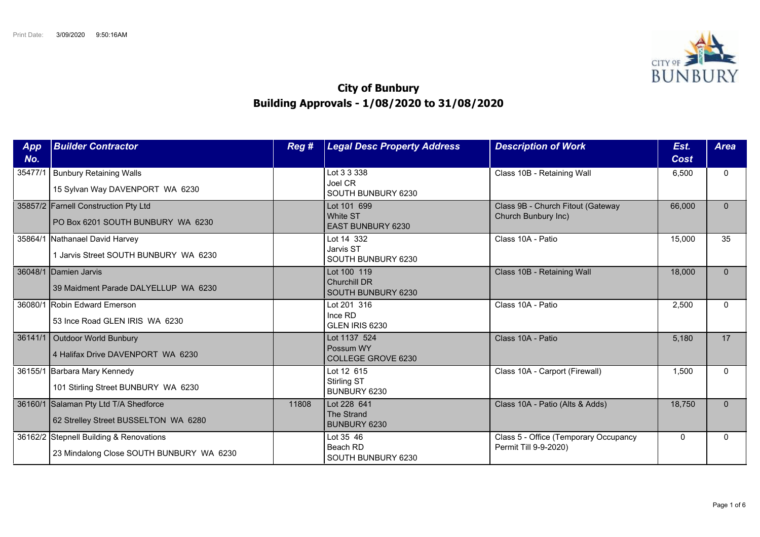Print Date: 3/09/2020 9:50:16AM

# City of Bunbury
## Building Approvals - 1/08/2020 to 31/08/2020

| App No. | Builder Contractor | Reg # | Legal Desc Property Address | Description of Work | Est. Cost | Area |
|---|---|---|---|---|---|---|
| 35477/1 | Bunbury Retaining Walls<br>15 Sylvan Way DAVENPORT WA 6230 | | Lot 3 3 338<br>Joel CR<br>SOUTH BUNBURY 6230 | Class 10B - Retaining Wall | 6,500 | 0 |
| 35857/2 | Farnell Construction Pty Ltd<br>PO Box 6201 SOUTH BUNBURY WA 6230 | | Lot 101 699<br>White ST<br>EAST BUNBURY 6230 | Class 9B - Church Fitout (Gateway Church Bunbury Inc) | 66,000 | 0 |
| 35864/1 | Nathanael David Harvey<br>1 Jarvis Street SOUTH BUNBURY WA 6230 | | Lot 14 332<br>Jarvis ST<br>SOUTH BUNBURY 6230 | Class 10A - Patio | 15,000 | 35 |
| 36048/1 | Damien Jarvis<br>39 Maidment Parade DALYELLUP WA 6230 | | Lot 100 119<br>Churchill DR<br>SOUTH BUNBURY 6230 | Class 10B - Retaining Wall | 18,000 | 0 |
| 36080/1 | Robin Edward Emerson<br>53 Ince Road GLEN IRIS WA 6230 | | Lot 201 316<br>Ince RD<br>GLEN IRIS 6230 | Class 10A - Patio | 2,500 | 0 |
| 36141/1 | Outdoor World Bunbury<br>4 Halifax Drive DAVENPORT WA 6230 | | Lot 1137 524<br>Possum WY<br>COLLEGE GROVE 6230 | Class 10A - Patio | 5,180 | 17 |
| 36155/1 | Barbara Mary Kennedy<br>101 Stirling Street BUNBURY WA 6230 | | Lot 12 615<br>Stirling ST<br>BUNBURY 6230 | Class 10A - Carport (Firewall) | 1,500 | 0 |
| 36160/1 | Salaman Pty Ltd T/A Shedforce<br>62 Strelley Street BUSSELTON WA 6280 | 11808 | Lot 228 641<br>The Strand<br>BUNBURY 6230 | Class 10A - Patio (Alts & Adds) | 18,750 | 0 |
| 36162/2 | Stepnell Building & Renovations<br>23 Mindalong Close SOUTH BUNBURY WA 6230 | | Lot 35 46<br>Beach RD<br>SOUTH BUNBURY 6230 | Class 5 - Office (Temporary Occupancy Permit Till 9-9-2020) | 0 | 0 |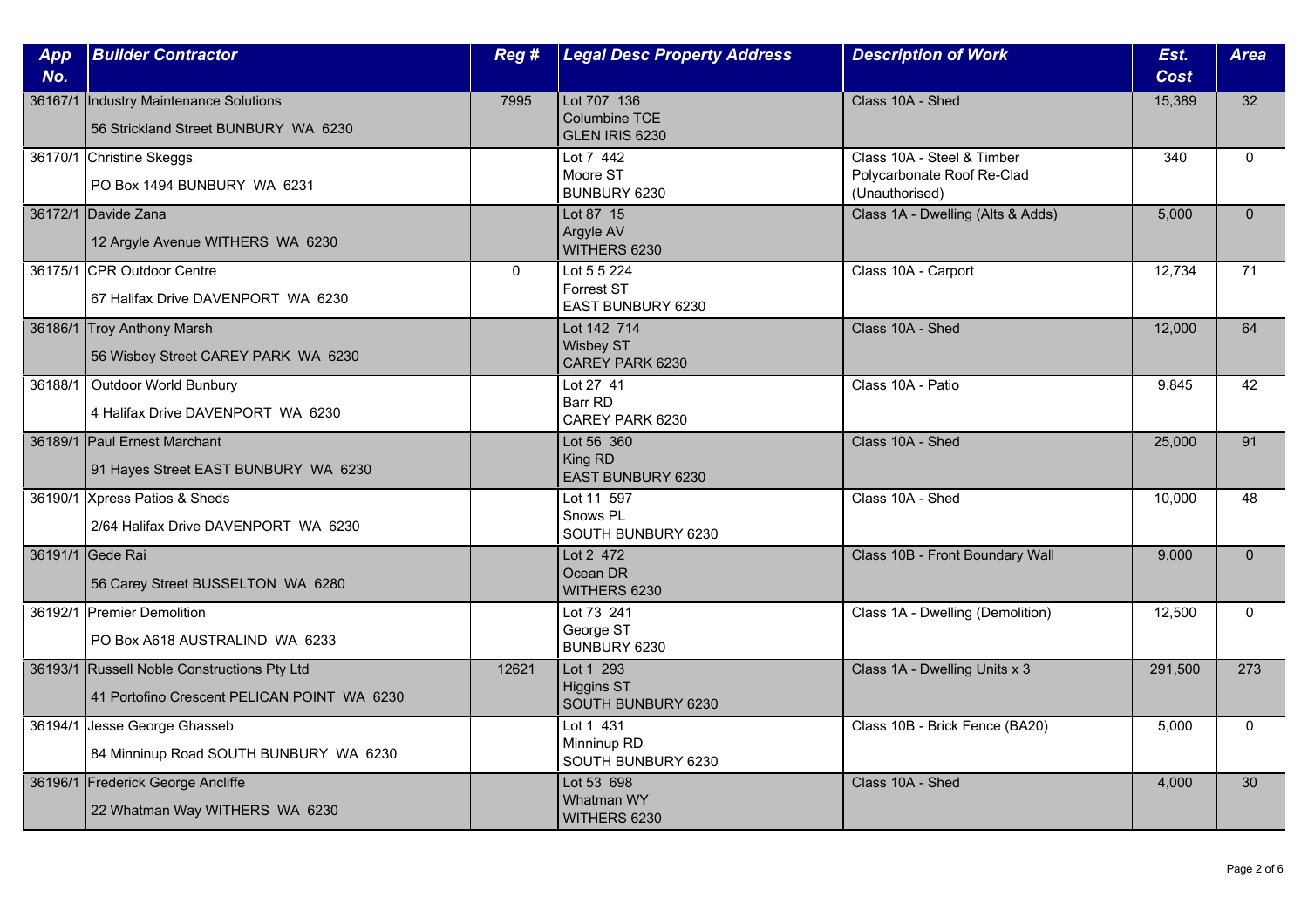| App No. | Builder Contractor | Reg # | Legal Desc Property Address | Description of Work | Est. Cost | Area |
|---|---|---|---|---|---|---|
| 36167/1 | Industry Maintenance Solutions<br>56 Strickland Street BUNBURY WA 6230 | 7995 | Lot 707 136<br>Columbine TCE<br>GLEN IRIS 6230 | Class 10A - Shed | 15,389 | 32 |
| 36170/1 | Christine Skeggs<br>PO Box 1494 BUNBURY WA 6231 | | Lot 7 442<br>Moore ST<br>BUNBURY 6230 | Class 10A - Steel & Timber Polycarbonate Roof Re-Clad (Unauthorised) | 340 | 0 |
| 36172/1 | Davide Zana<br>12 Argyle Avenue WITHERS WA 6230 | | Lot 87 15<br>Argyle AV<br>WITHERS 6230 | Class 1A - Dwelling (Alts & Adds) | 5,000 | 0 |
| 36175/1 | CPR Outdoor Centre<br>67 Halifax Drive DAVENPORT WA 6230 | 0 | Lot 5 5 224<br>Forrest ST<br>EAST BUNBURY 6230 | Class 10A - Carport | 12,734 | 71 |
| 36186/1 | Troy Anthony Marsh<br>56 Wisbey Street CAREY PARK WA 6230 | | Lot 142 714<br>Wisbey ST<br>CAREY PARK 6230 | Class 10A - Shed | 12,000 | 64 |
| 36188/1 | Outdoor World Bunbury<br>4 Halifax Drive DAVENPORT WA 6230 | | Lot 27 41<br>Barr RD<br>CAREY PARK 6230 | Class 10A - Patio | 9,845 | 42 |
| 36189/1 | Paul Ernest Marchant<br>91 Hayes Street EAST BUNBURY WA 6230 | | Lot 56 360<br>King RD<br>EAST BUNBURY 6230 | Class 10A - Shed | 25,000 | 91 |
| 36190/1 | Xpress Patios & Sheds<br>2/64 Halifax Drive DAVENPORT WA 6230 | | Lot 11 597<br>Snows PL<br>SOUTH BUNBURY 6230 | Class 10A - Shed | 10,000 | 48 |
| 36191/1 | Gede Rai<br>56 Carey Street BUSSELTON WA 6280 | | Lot 2 472<br>Ocean DR<br>WITHERS 6230 | Class 10B - Front Boundary Wall | 9,000 | 0 |
| 36192/1 | Premier Demolition<br>PO Box A618 AUSTRALIND WA 6233 | | Lot 73 241<br>George ST<br>BUNBURY 6230 | Class 1A - Dwelling (Demolition) | 12,500 | 0 |
| 36193/1 | Russell Noble Constructions Pty Ltd<br>41 Portofino Crescent PELICAN POINT WA 6230 | 12621 | Lot 1 293<br>Higgins ST<br>SOUTH BUNBURY 6230 | Class 1A - Dwelling Units x 3 | 291,500 | 273 |
| 36194/1 | Jesse George Ghasseb<br>84 Minninup Road SOUTH BUNBURY WA 6230 | | Lot 1 431<br>Minninup RD<br>SOUTH BUNBURY 6230 | Class 10B - Brick Fence (BA20) | 5,000 | 0 |
| 36196/1 | Frederick George Ancliffe<br>22 Whatman Way WITHERS WA 6230 | | Lot 53 698<br>Whatman WY<br>WITHERS 6230 | Class 10A - Shed | 4,000 | 30 |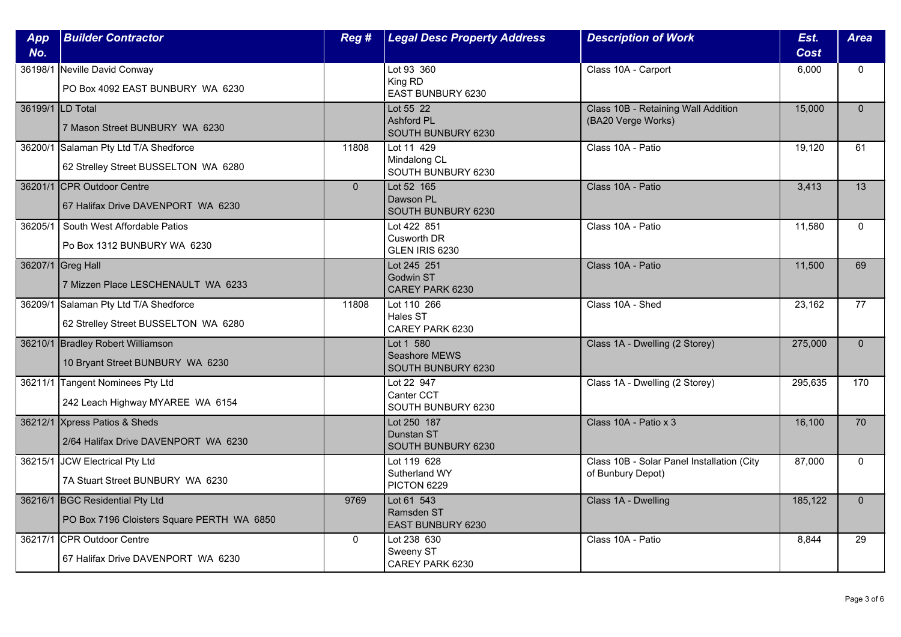| App No. | Builder Contractor | Reg # | Legal Desc Property Address | Description of Work | Est. Cost | Area |
|---|---|---|---|---|---|---|
| 36198/1 | Neville David Conway<br>PO Box 4092 EAST BUNBURY WA 6230 | | Lot 93 360<br>King RD<br>EAST BUNBURY 6230 | Class 10A - Carport | 6,000 | 0 |
| 36199/1 | LD Total<br>7 Mason Street BUNBURY WA 6230 | | Lot 55 22<br>Ashford PL<br>SOUTH BUNBURY 6230 | Class 10B - Retaining Wall Addition (BA20 Verge Works) | 15,000 | 0 |
| 36200/1 | Salaman Pty Ltd T/A Shedforce<br>62 Strelley Street BUSSELTON WA 6280 | 11808 | Lot 11 429<br>Mindalong CL<br>SOUTH BUNBURY 6230 | Class 10A - Patio | 19,120 | 61 |
| 36201/1 | CPR Outdoor Centre<br>67 Halifax Drive DAVENPORT WA 6230 | 0 | Lot 52 165<br>Dawson PL<br>SOUTH BUNBURY 6230 | Class 10A - Patio | 3,413 | 13 |
| 36205/1 | South West Affordable Patios<br>Po Box 1312 BUNBURY WA 6230 | | Lot 422 851<br>Cusworth DR<br>GLEN IRIS 6230 | Class 10A - Patio | 11,580 | 0 |
| 36207/1 | Greg Hall<br>7 Mizzen Place LESCHENAULT WA 6233 | | Lot 245 251<br>Godwin ST<br>CAREY PARK 6230 | Class 10A - Patio | 11,500 | 69 |
| 36209/1 | Salaman Pty Ltd T/A Shedforce<br>62 Strelley Street BUSSELTON WA 6280 | 11808 | Lot 110 266<br>Hales ST<br>CAREY PARK 6230 | Class 10A - Shed | 23,162 | 77 |
| 36210/1 | Bradley Robert Williamson<br>10 Bryant Street BUNBURY WA 6230 | | Lot 1 580<br>Seashore MEWS<br>SOUTH BUNBURY 6230 | Class 1A - Dwelling (2 Storey) | 275,000 | 0 |
| 36211/1 | Tangent Nominees Pty Ltd<br>242 Leach Highway MYAREE WA 6154 | | Lot 22 947<br>Canter CCT<br>SOUTH BUNBURY 6230 | Class 1A - Dwelling (2 Storey) | 295,635 | 170 |
| 36212/1 | Xpress Patios & Sheds<br>2/64 Halifax Drive DAVENPORT WA 6230 | | Lot 250 187<br>Dunstan ST<br>SOUTH BUNBURY 6230 | Class 10A - Patio x 3 | 16,100 | 70 |
| 36215/1 | JCW Electrical Pty Ltd<br>7A Stuart Street BUNBURY WA 6230 | | Lot 119 628<br>Sutherland WY<br>PICTON 6229 | Class 10B - Solar Panel Installation (City of Bunbury Depot) | 87,000 | 0 |
| 36216/1 | BGC Residential Pty Ltd<br>PO Box 7196 Cloisters Square PERTH WA 6850 | 9769 | Lot 61 543<br>Ramsden ST<br>EAST BUNBURY 6230 | Class 1A - Dwelling | 185,122 | 0 |
| 36217/1 | CPR Outdoor Centre<br>67 Halifax Drive DAVENPORT WA 6230 | 0 | Lot 238 630<br>Sweeny ST<br>CAREY PARK 6230 | Class 10A - Patio | 8,844 | 29 |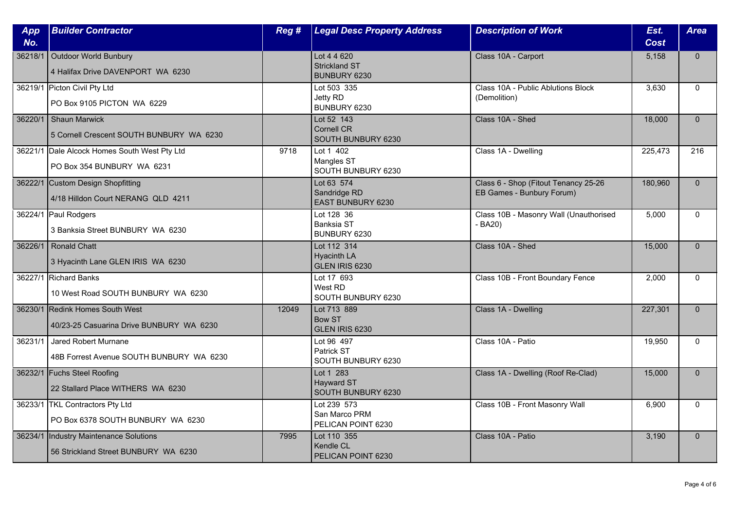| App No. | Builder Contractor | Reg # | Legal Desc Property Address | Description of Work | Est. Cost | Area |
|---|---|---|---|---|---|---|
| 36218/1 | Outdoor World Bunbury<br>4 Halifax Drive DAVENPORT WA 6230 | | Lot 4 4 620<br>Strickland ST<br>BUNBURY 6230 | Class 10A - Carport | 5,158 | 0 |
| 36219/1 | Picton Civil Pty Ltd<br>PO Box 9105 PICTON WA 6229 | | Lot 503 335<br>Jetty RD<br>BUNBURY 6230 | Class 10A - Public Ablutions Block (Demolition) | 3,630 | 0 |
| 36220/1 | Shaun Marwick<br>5 Cornell Crescent SOUTH BUNBURY WA 6230 | | Lot 52 143<br>Cornell CR<br>SOUTH BUNBURY 6230 | Class 10A - Shed | 18,000 | 0 |
| 36221/1 | Dale Alcock Homes South West Pty Ltd<br>PO Box 354 BUNBURY WA 6231 | 9718 | Lot 1 402<br>Mangles ST<br>SOUTH BUNBURY 6230 | Class 1A - Dwelling | 225,473 | 216 |
| 36222/1 | Custom Design Shopfitting<br>4/18 Hilldon Court NERANG QLD 4211 | | Lot 63 574<br>Sandridge RD<br>EAST BUNBURY 6230 | Class 6 - Shop (Fitout Tenancy 25-26 EB Games - Bunbury Forum) | 180,960 | 0 |
| 36224/1 | Paul Rodgers<br>3 Banksia Street BUNBURY WA 6230 | | Lot 128 36<br>Banksia ST<br>BUNBURY 6230 | Class 10B - Masonry Wall (Unauthorised - BA20) | 5,000 | 0 |
| 36226/1 | Ronald Chatt<br>3 Hyacinth Lane GLEN IRIS WA 6230 | | Lot 112 314<br>Hyacinth LA<br>GLEN IRIS 6230 | Class 10A - Shed | 15,000 | 0 |
| 36227/1 | Richard Banks<br>10 West Road SOUTH BUNBURY WA 6230 | | Lot 17 693<br>West RD<br>SOUTH BUNBURY 6230 | Class 10B - Front Boundary Fence | 2,000 | 0 |
| 36230/1 | Redink Homes South West<br>40/23-25 Casuarina Drive BUNBURY WA 6230 | 12049 | Lot 713 889<br>Bow ST<br>GLEN IRIS 6230 | Class 1A - Dwelling | 227,301 | 0 |
| 36231/1 | Jared Robert Murnane<br>48B Forrest Avenue SOUTH BUNBURY WA 6230 | | Lot 96 497<br>Patrick ST<br>SOUTH BUNBURY 6230 | Class 10A - Patio | 19,950 | 0 |
| 36232/1 | Fuchs Steel Roofing<br>22 Stallard Place WITHERS WA 6230 | | Lot 1 283<br>Hayward ST<br>SOUTH BUNBURY 6230 | Class 1A - Dwelling (Roof Re-Clad) | 15,000 | 0 |
| 36233/1 | TKL Contractors Pty Ltd<br>PO Box 6378 SOUTH BUNBURY WA 6230 | | Lot 239 573<br>San Marco PRM<br>PELICAN POINT 6230 | Class 10B - Front Masonry Wall | 6,900 | 0 |
| 36234/1 | Industry Maintenance Solutions<br>56 Strickland Street BUNBURY WA 6230 | 7995 | Lot 110 355<br>Kendle CL<br>PELICAN POINT 6230 | Class 10A - Patio | 3,190 | 0 |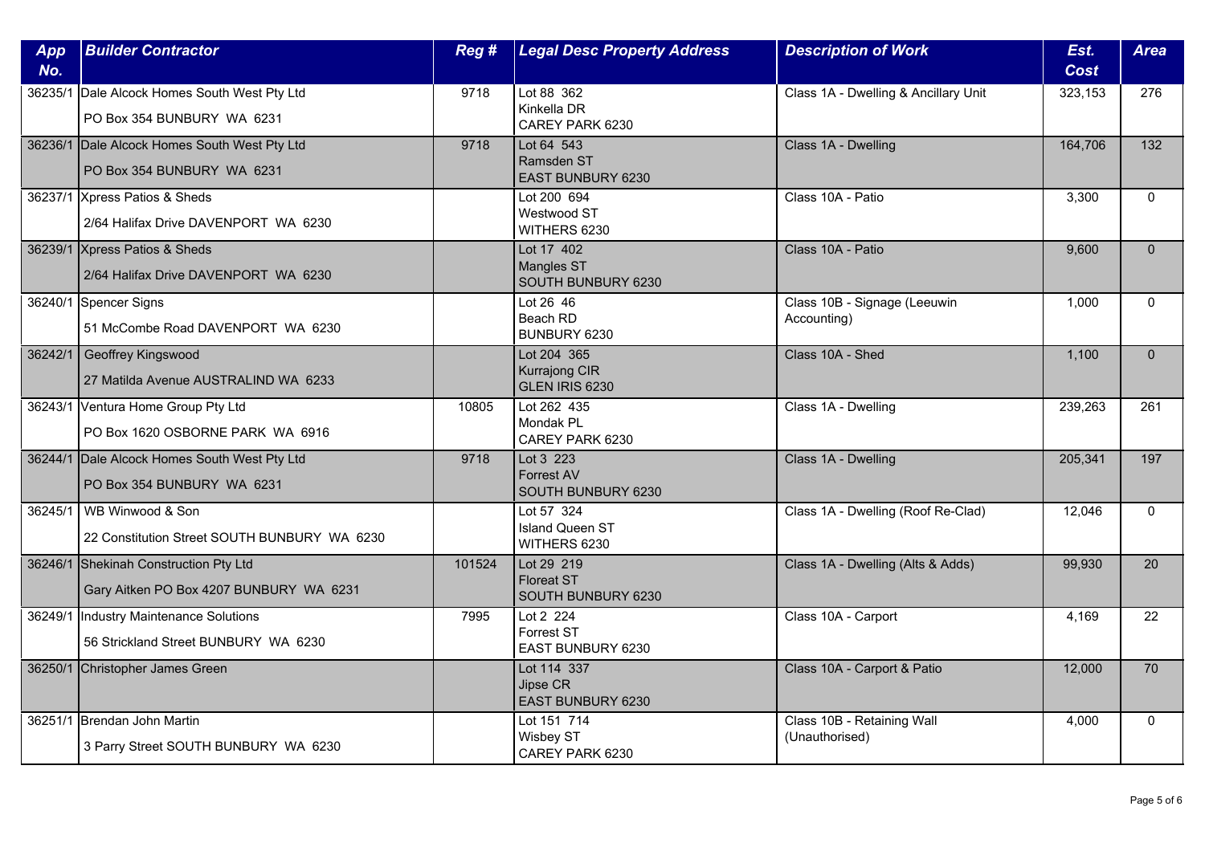| App No. | Builder Contractor | Reg # | Legal Desc Property Address | Description of Work | Est. Cost | Area |
|---|---|---|---|---|---|---|
| 36235/1 | Dale Alcock Homes South West Pty Ltd<br>PO Box 354 BUNBURY WA 6231 | 9718 | Lot 88 362<br>Kinkella DR<br>CAREY PARK 6230 | Class 1A - Dwelling & Ancillary Unit | 323,153 | 276 |
| 36236/1 | Dale Alcock Homes South West Pty Ltd<br>PO Box 354 BUNBURY WA 6231 | 9718 | Lot 64 543<br>Ramsden ST<br>EAST BUNBURY 6230 | Class 1A - Dwelling | 164,706 | 132 |
| 36237/1 | Xpress Patios & Sheds<br>2/64 Halifax Drive DAVENPORT WA 6230 | | Lot 200 694<br>Westwood ST<br>WITHERS 6230 | Class 10A - Patio | 3,300 | 0 |
| 36239/1 | Xpress Patios & Sheds<br>2/64 Halifax Drive DAVENPORT WA 6230 | | Lot 17 402<br>Mangles ST<br>SOUTH BUNBURY 6230 | Class 10A - Patio | 9,600 | 0 |
| 36240/1 | Spencer Signs<br>51 McCombe Road DAVENPORT WA 6230 | | Lot 26 46<br>Beach RD<br>BUNBURY 6230 | Class 10B - Signage (Leeuwin Accounting) | 1,000 | 0 |
| 36242/1 | Geoffrey Kingswood<br>27 Matilda Avenue AUSTRALIND WA 6233 | | Lot 204 365<br>Kurrajong CIR<br>GLEN IRIS 6230 | Class 10A - Shed | 1,100 | 0 |
| 36243/1 | Ventura Home Group Pty Ltd<br>PO Box 1620 OSBORNE PARK WA 6916 | 10805 | Lot 262 435<br>Mondak PL<br>CAREY PARK 6230 | Class 1A - Dwelling | 239,263 | 261 |
| 36244/1 | Dale Alcock Homes South West Pty Ltd<br>PO Box 354 BUNBURY WA 6231 | 9718 | Lot 3 223<br>Forrest AV<br>SOUTH BUNBURY 6230 | Class 1A - Dwelling | 205,341 | 197 |
| 36245/1 | WB Winwood & Son<br>22 Constitution Street SOUTH BUNBURY WA 6230 | | Lot 57 324<br>Island Queen ST<br>WITHERS 6230 | Class 1A - Dwelling (Roof Re-Clad) | 12,046 | 0 |
| 36246/1 | Shekinah Construction Pty Ltd<br>Gary Aitken PO Box 4207 BUNBURY WA 6231 | 101524 | Lot 29 219<br>Floreat ST<br>SOUTH BUNBURY 6230 | Class 1A - Dwelling (Alts & Adds) | 99,930 | 20 |
| 36249/1 | Industry Maintenance Solutions<br>56 Strickland Street BUNBURY WA 6230 | 7995 | Lot 2 224<br>Forrest ST<br>EAST BUNBURY 6230 | Class 10A - Carport | 4,169 | 22 |
| 36250/1 | Christopher James Green | | Lot 114 337<br>Jipse CR<br>EAST BUNBURY 6230 | Class 10A - Carport & Patio | 12,000 | 70 |
| 36251/1 | Brendan John Martin<br>3 Parry Street SOUTH BUNBURY WA 6230 | | Lot 151 714<br>Wisbey ST<br>CAREY PARK 6230 | Class 10B - Retaining Wall (Unauthorised) | 4,000 | 0 |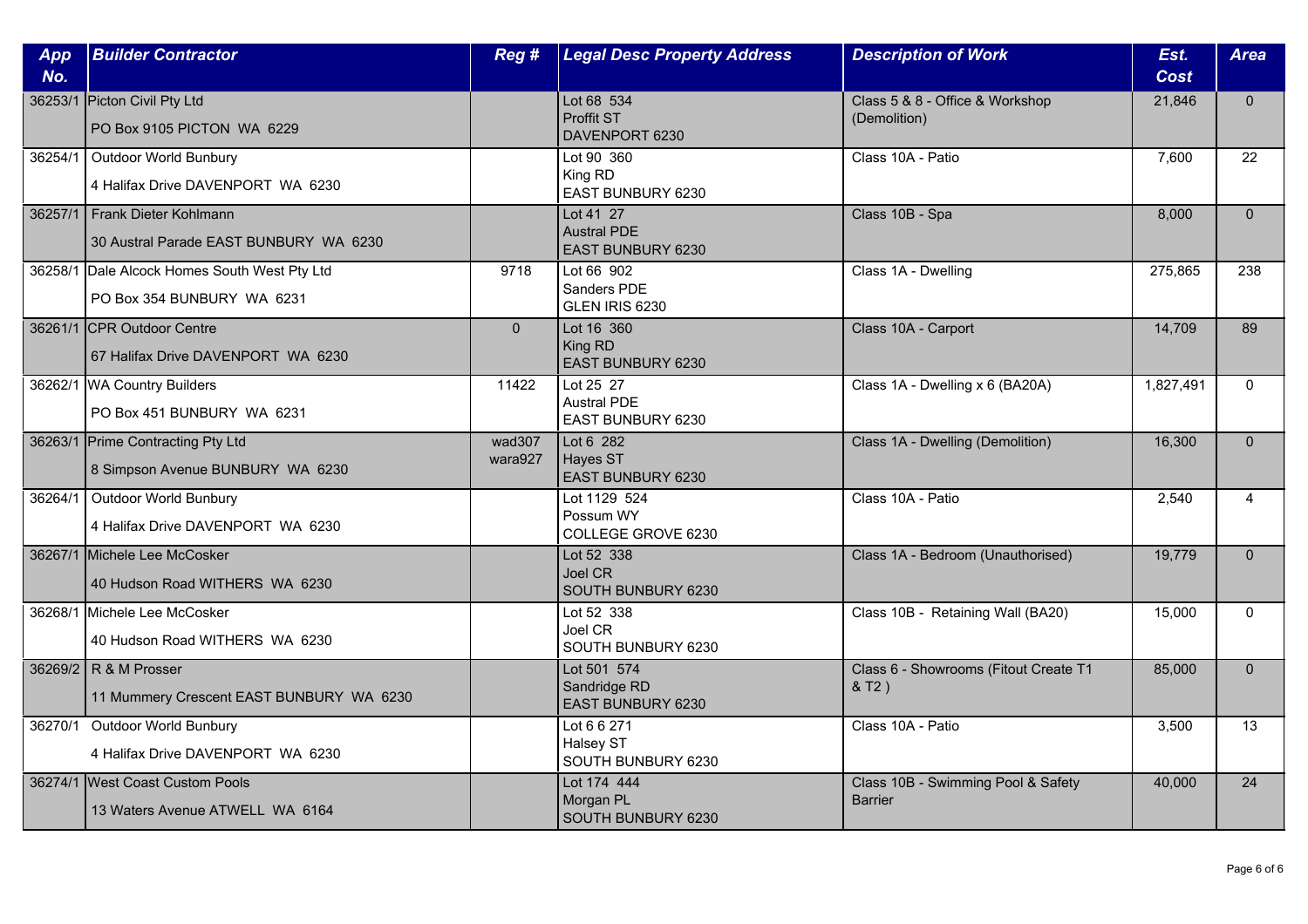| App No. | Builder Contractor | Reg # | Legal Desc Property Address | Description of Work | Est. Cost | Area |
|---|---|---|---|---|---|---|
| 36253/1 | Picton Civil Pty Ltd<br>PO Box 9105 PICTON WA 6229 | | Lot 68 534<br>Proffit ST<br>DAVENPORT 6230 | Class 5 & 8 - Office & Workshop (Demolition) | 21,846 | 0 |
| 36254/1 | Outdoor World Bunbury<br>4 Halifax Drive DAVENPORT WA 6230 | | Lot 90 360<br>King RD<br>EAST BUNBURY 6230 | Class 10A - Patio | 7,600 | 22 |
| 36257/1 | Frank Dieter Kohlmann<br>30 Austral Parade EAST BUNBURY WA 6230 | | Lot 41 27<br>Austral PDE<br>EAST BUNBURY 6230 | Class 10B - Spa | 8,000 | 0 |
| 36258/1 | Dale Alcock Homes South West Pty Ltd<br>PO Box 354 BUNBURY WA 6231 | 9718 | Lot 66 902<br>Sanders PDE<br>GLEN IRIS 6230 | Class 1A - Dwelling | 275,865 | 238 |
| 36261/1 | CPR Outdoor Centre<br>67 Halifax Drive DAVENPORT WA 6230 | 0 | Lot 16 360<br>King RD<br>EAST BUNBURY 6230 | Class 10A - Carport | 14,709 | 89 |
| 36262/1 | WA Country Builders<br>PO Box 451 BUNBURY WA 6231 | 11422 | Lot 25 27<br>Austral PDE<br>EAST BUNBURY 6230 | Class 1A - Dwelling x 6 (BA20A) | 1,827,491 | 0 |
| 36263/1 | Prime Contracting Pty Ltd<br>8 Simpson Avenue BUNBURY WA 6230 | wad307<br>wara927 | Lot 6 282<br>Hayes ST<br>EAST BUNBURY 6230 | Class 1A - Dwelling (Demolition) | 16,300 | 0 |
| 36264/1 | Outdoor World Bunbury<br>4 Halifax Drive DAVENPORT WA 6230 | | Lot 1129 524<br>Possum WY<br>COLLEGE GROVE 6230 | Class 10A - Patio | 2,540 | 4 |
| 36267/1 | Michele Lee McCosker<br>40 Hudson Road WITHERS WA 6230 | | Lot 52 338<br>Joel CR<br>SOUTH BUNBURY 6230 | Class 1A - Bedroom (Unauthorised) | 19,779 | 0 |
| 36268/1 | Michele Lee McCosker<br>40 Hudson Road WITHERS WA 6230 | | Lot 52 338<br>Joel CR<br>SOUTH BUNBURY 6230 | Class 10B - Retaining Wall (BA20) | 15,000 | 0 |
| 36269/2 | R & M Prosser<br>11 Mummery Crescent EAST BUNBURY WA 6230 | | Lot 501 574<br>Sandridge RD<br>EAST BUNBURY 6230 | Class 6 - Showrooms (Fitout Create T1 & T2 ) | 85,000 | 0 |
| 36270/1 | Outdoor World Bunbury<br>4 Halifax Drive DAVENPORT WA 6230 | | Lot 6 6 271<br>Halsey ST<br>SOUTH BUNBURY 6230 | Class 10A - Patio | 3,500 | 13 |
| 36274/1 | West Coast Custom Pools<br>13 Waters Avenue ATWELL WA 6164 | | Lot 174 444<br>Morgan PL<br>SOUTH BUNBURY 6230 | Class 10B - Swimming Pool & Safety Barrier | 40,000 | 24 |